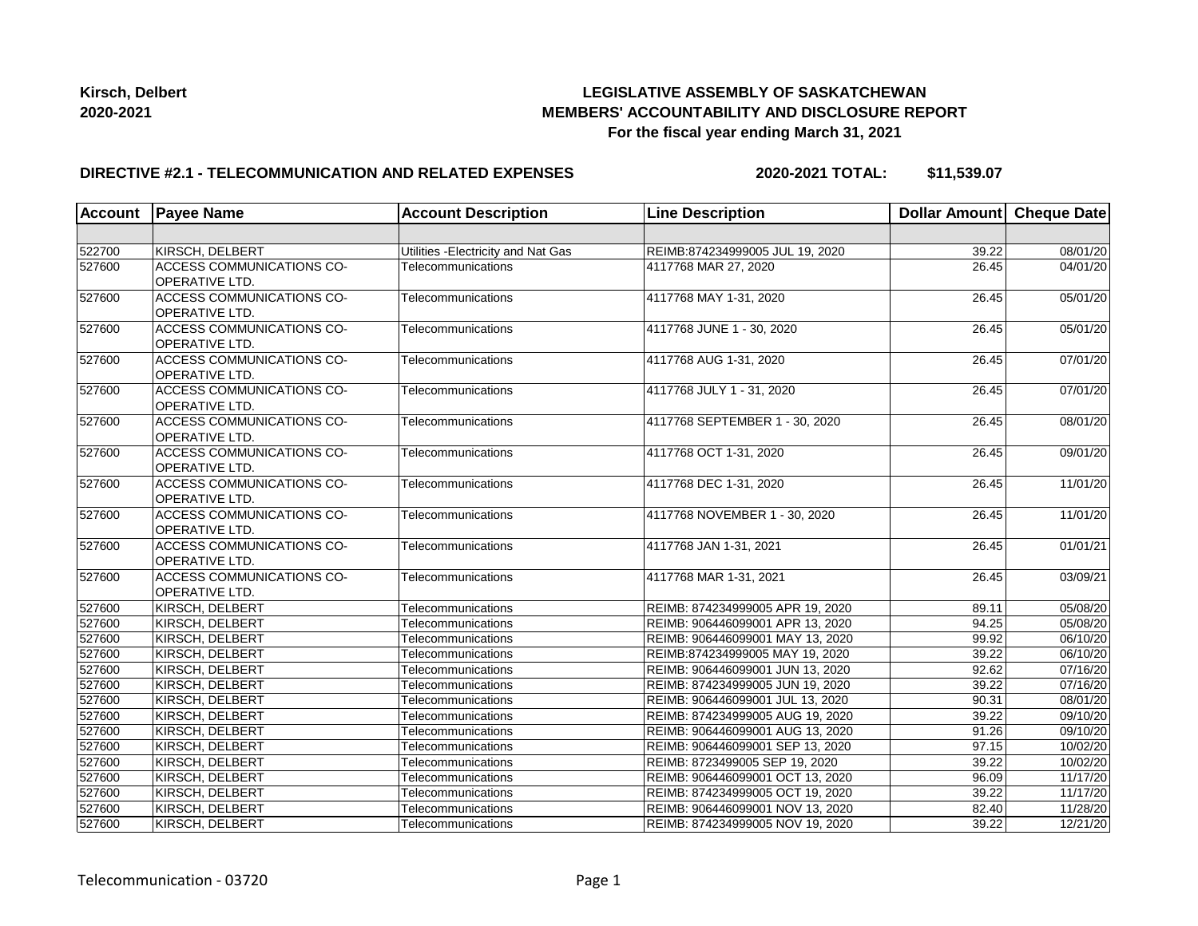**Kirsch, Delbert**
**2020-2021**

# LEGISLATIVE ASSEMBLY OF SASKATCHEWAN
## MEMBERS' ACCOUNTABILITY AND DISCLOSURE REPORT
### For the fiscal year ending March 31, 2021

**DIRECTIVE #2.1 - TELECOMMUNICATION AND RELATED EXPENSES** **2020-2021 TOTAL: $11,539.07**

| Account | Payee Name | Account Description | Line Description | Dollar Amount | Cheque Date |
|---|---|---|---|---|---|
| | | | | | |
| 522700 | KIRSCH, DELBERT | Utilities -Electricity and Nat Gas | REIMB:874234999005 JUL 19, 2020 | 39.22 | 08/01/20 |
| 527600 | ACCESS COMMUNICATIONS CO-OPERATIVE LTD. | Telecommunications | 4117768 MAR 27, 2020 | 26.45 | 04/01/20 |
| 527600 | ACCESS COMMUNICATIONS CO-OPERATIVE LTD. | Telecommunications | 4117768 MAY 1-31, 2020 | 26.45 | 05/01/20 |
| 527600 | ACCESS COMMUNICATIONS CO-OPERATIVE LTD. | Telecommunications | 4117768 JUNE 1 - 30, 2020 | 26.45 | 05/01/20 |
| 527600 | ACCESS COMMUNICATIONS CO-OPERATIVE LTD. | Telecommunications | 4117768 AUG 1-31, 2020 | 26.45 | 07/01/20 |
| 527600 | ACCESS COMMUNICATIONS CO-OPERATIVE LTD. | Telecommunications | 4117768 JULY 1 - 31, 2020 | 26.45 | 07/01/20 |
| 527600 | ACCESS COMMUNICATIONS CO-OPERATIVE LTD. | Telecommunications | 4117768 SEPTEMBER 1 - 30, 2020 | 26.45 | 08/01/20 |
| 527600 | ACCESS COMMUNICATIONS CO-OPERATIVE LTD. | Telecommunications | 4117768 OCT 1-31, 2020 | 26.45 | 09/01/20 |
| 527600 | ACCESS COMMUNICATIONS CO-OPERATIVE LTD. | Telecommunications | 4117768 DEC 1-31, 2020 | 26.45 | 11/01/20 |
| 527600 | ACCESS COMMUNICATIONS CO-OPERATIVE LTD. | Telecommunications | 4117768 NOVEMBER 1 - 30, 2020 | 26.45 | 11/01/20 |
| 527600 | ACCESS COMMUNICATIONS CO-OPERATIVE LTD. | Telecommunications | 4117768 JAN 1-31, 2021 | 26.45 | 01/01/21 |
| 527600 | ACCESS COMMUNICATIONS CO-OPERATIVE LTD. | Telecommunications | 4117768 MAR 1-31, 2021 | 26.45 | 03/09/21 |
| 527600 | KIRSCH, DELBERT | Telecommunications | REIMB: 874234999005 APR 19, 2020 | 89.11 | 05/08/20 |
| 527600 | KIRSCH, DELBERT | Telecommunications | REIMB: 906446099001 APR 13, 2020 | 94.25 | 05/08/20 |
| 527600 | KIRSCH, DELBERT | Telecommunications | REIMB: 906446099001 MAY 13, 2020 | 99.92 | 06/10/20 |
| 527600 | KIRSCH, DELBERT | Telecommunications | REIMB:874234999005 MAY 19, 2020 | 39.22 | 06/10/20 |
| 527600 | KIRSCH, DELBERT | Telecommunications | REIMB: 906446099001 JUN 13, 2020 | 92.62 | 07/16/20 |
| 527600 | KIRSCH, DELBERT | Telecommunications | REIMB: 874234999005 JUN 19, 2020 | 39.22 | 07/16/20 |
| 527600 | KIRSCH, DELBERT | Telecommunications | REIMB: 906446099001 JUL 13, 2020 | 90.31 | 08/01/20 |
| 527600 | KIRSCH, DELBERT | Telecommunications | REIMB: 874234999005 AUG 19, 2020 | 39.22 | 09/10/20 |
| 527600 | KIRSCH, DELBERT | Telecommunications | REIMB: 906446099001 AUG 13, 2020 | 91.26 | 09/10/20 |
| 527600 | KIRSCH, DELBERT | Telecommunications | REIMB: 906446099001 SEP 13, 2020 | 97.15 | 10/02/20 |
| 527600 | KIRSCH, DELBERT | Telecommunications | REIMB: 8723499005 SEP 19, 2020 | 39.22 | 10/02/20 |
| 527600 | KIRSCH, DELBERT | Telecommunications | REIMB: 906446099001 OCT 13, 2020 | 96.09 | 11/17/20 |
| 527600 | KIRSCH, DELBERT | Telecommunications | REIMB: 874234999005 OCT 19, 2020 | 39.22 | 11/17/20 |
| 527600 | KIRSCH, DELBERT | Telecommunications | REIMB: 906446099001 NOV 13, 2020 | 82.40 | 11/28/20 |
| 527600 | KIRSCH, DELBERT | Telecommunications | REIMB: 874234999005 NOV 19, 2020 | 39.22 | 12/21/20 |

Telecommunication - 03720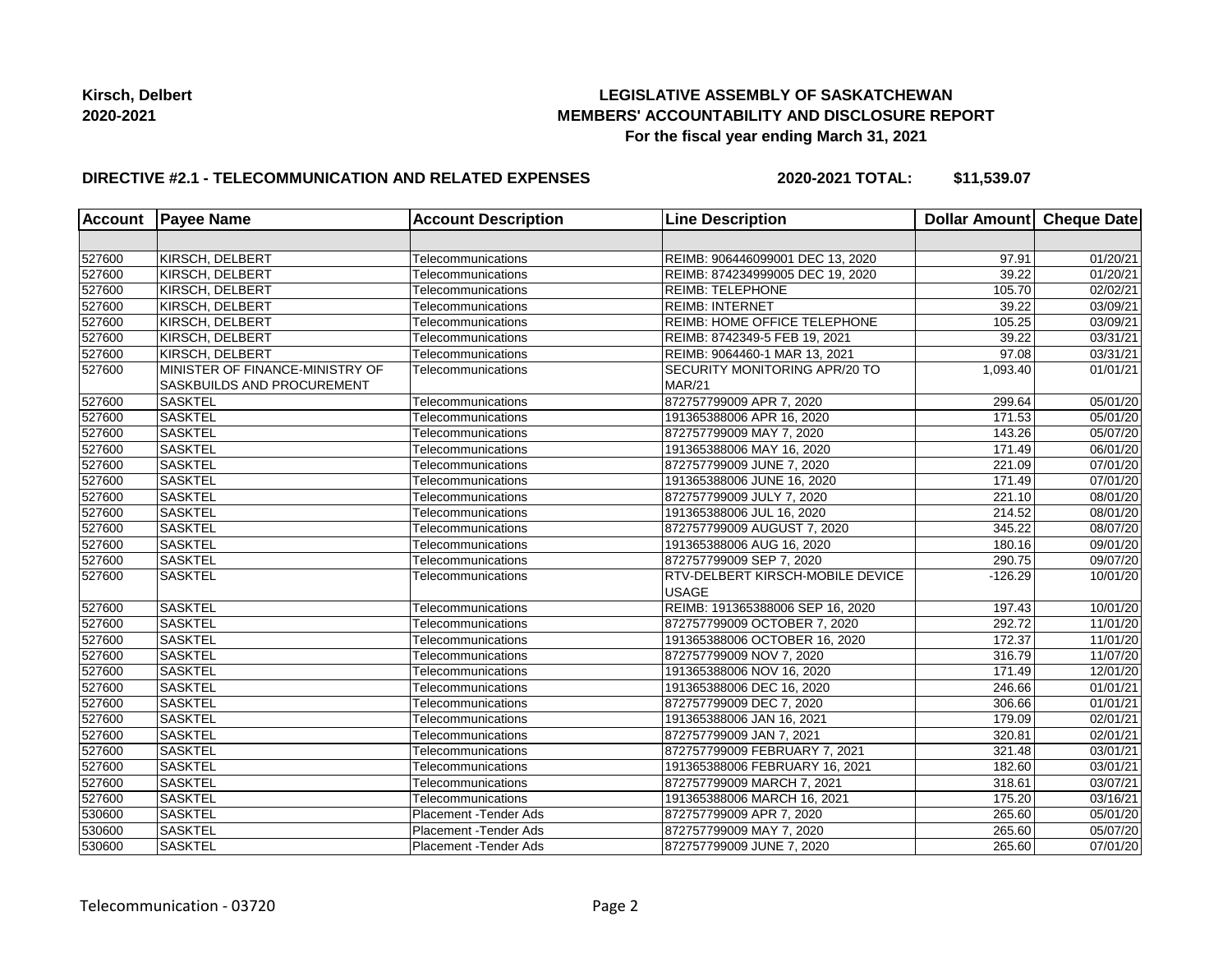**Kirsch, Delbert**
**2020-2021**

# LEGISLATIVE ASSEMBLY OF SASKATCHEWAN
## MEMBERS' ACCOUNTABILITY AND DISCLOSURE REPORT
### For the fiscal year ending March 31, 2021

**DIRECTIVE #2.1 - TELECOMMUNICATION AND RELATED EXPENSES** **2020-2021 TOTAL: $11,539.07**

| Account | Payee Name | Account Description | Line Description | Dollar Amount | Cheque Date |
|---|---|---|---|---|---|
| | | | | | |
| 527600 | KIRSCH, DELBERT | Telecommunications | REIMB: 906446099001 DEC 13, 2020 | 97.91 | 01/20/21 |
| 527600 | KIRSCH, DELBERT | Telecommunications | REIMB: 874234999005 DEC 19, 2020 | 39.22 | 01/20/21 |
| 527600 | KIRSCH, DELBERT | Telecommunications | REIMB: TELEPHONE | 105.70 | 02/02/21 |
| 527600 | KIRSCH, DELBERT | Telecommunications | REIMB: INTERNET | 39.22 | 03/09/21 |
| 527600 | KIRSCH, DELBERT | Telecommunications | REIMB: HOME OFFICE TELEPHONE | 105.25 | 03/09/21 |
| 527600 | KIRSCH, DELBERT | Telecommunications | REIMB: 8742349-5 FEB 19, 2021 | 39.22 | 03/31/21 |
| 527600 | KIRSCH, DELBERT | Telecommunications | REIMB: 9064460-1 MAR 13, 2021 | 97.08 | 03/31/21 |
| 527600 | MINISTER OF FINANCE-MINISTRY OF SASKBUILDS AND PROCUREMENT | Telecommunications | SECURITY MONITORING APR/20 TO MAR/21 | 1,093.40 | 01/01/21 |
| 527600 | SASKTEL | Telecommunications | 872757799009 APR 7, 2020 | 299.64 | 05/01/20 |
| 527600 | SASKTEL | Telecommunications | 191365388006 APR 16, 2020 | 171.53 | 05/01/20 |
| 527600 | SASKTEL | Telecommunications | 872757799009 MAY 7, 2020 | 143.26 | 05/07/20 |
| 527600 | SASKTEL | Telecommunications | 191365388006 MAY 16, 2020 | 171.49 | 06/01/20 |
| 527600 | SASKTEL | Telecommunications | 872757799009 JUNE 7, 2020 | 221.09 | 07/01/20 |
| 527600 | SASKTEL | Telecommunications | 191365388006 JUNE 16, 2020 | 171.49 | 07/01/20 |
| 527600 | SASKTEL | Telecommunications | 872757799009 JULY 7, 2020 | 221.10 | 08/01/20 |
| 527600 | SASKTEL | Telecommunications | 191365388006 JUL 16, 2020 | 214.52 | 08/01/20 |
| 527600 | SASKTEL | Telecommunications | 872757799009 AUGUST 7, 2020 | 345.22 | 08/07/20 |
| 527600 | SASKTEL | Telecommunications | 191365388006 AUG 16, 2020 | 180.16 | 09/01/20 |
| 527600 | SASKTEL | Telecommunications | 872757799009 SEP 7, 2020 | 290.75 | 09/07/20 |
| 527600 | SASKTEL | Telecommunications | RTV-DELBERT KIRSCH-MOBILE DEVICE USAGE | -126.29 | 10/01/20 |
| 527600 | SASKTEL | Telecommunications | REIMB: 191365388006 SEP 16, 2020 | 197.43 | 10/01/20 |
| 527600 | SASKTEL | Telecommunications | 872757799009 OCTOBER 7, 2020 | 292.72 | 11/01/20 |
| 527600 | SASKTEL | Telecommunications | 191365388006 OCTOBER 16, 2020 | 172.37 | 11/01/20 |
| 527600 | SASKTEL | Telecommunications | 872757799009 NOV 7, 2020 | 316.79 | 11/07/20 |
| 527600 | SASKTEL | Telecommunications | 191365388006 NOV 16, 2020 | 171.49 | 12/01/20 |
| 527600 | SASKTEL | Telecommunications | 191365388006 DEC 16, 2020 | 246.66 | 01/01/21 |
| 527600 | SASKTEL | Telecommunications | 872757799009 DEC 7, 2020 | 306.66 | 01/01/21 |
| 527600 | SASKTEL | Telecommunications | 191365388006 JAN 16, 2021 | 179.09 | 02/01/21 |
| 527600 | SASKTEL | Telecommunications | 872757799009 JAN 7, 2021 | 320.81 | 02/01/21 |
| 527600 | SASKTEL | Telecommunications | 872757799009 FEBRUARY 7, 2021 | 321.48 | 03/01/21 |
| 527600 | SASKTEL | Telecommunications | 191365388006 FEBRUARY 16, 2021 | 182.60 | 03/01/21 |
| 527600 | SASKTEL | Telecommunications | 872757799009 MARCH 7, 2021 | 318.61 | 03/07/21 |
| 527600 | SASKTEL | Telecommunications | 191365388006 MARCH 16, 2021 | 175.20 | 03/16/21 |
| 530600 | SASKTEL | Placement -Tender Ads | 872757799009 APR 7, 2020 | 265.60 | 05/01/20 |
| 530600 | SASKTEL | Placement -Tender Ads | 872757799009 MAY 7, 2020 | 265.60 | 05/07/20 |
| 530600 | SASKTEL | Placement -Tender Ads | 872757799009 JUNE 7, 2020 | 265.60 | 07/01/20 |

Telecommunication - 03720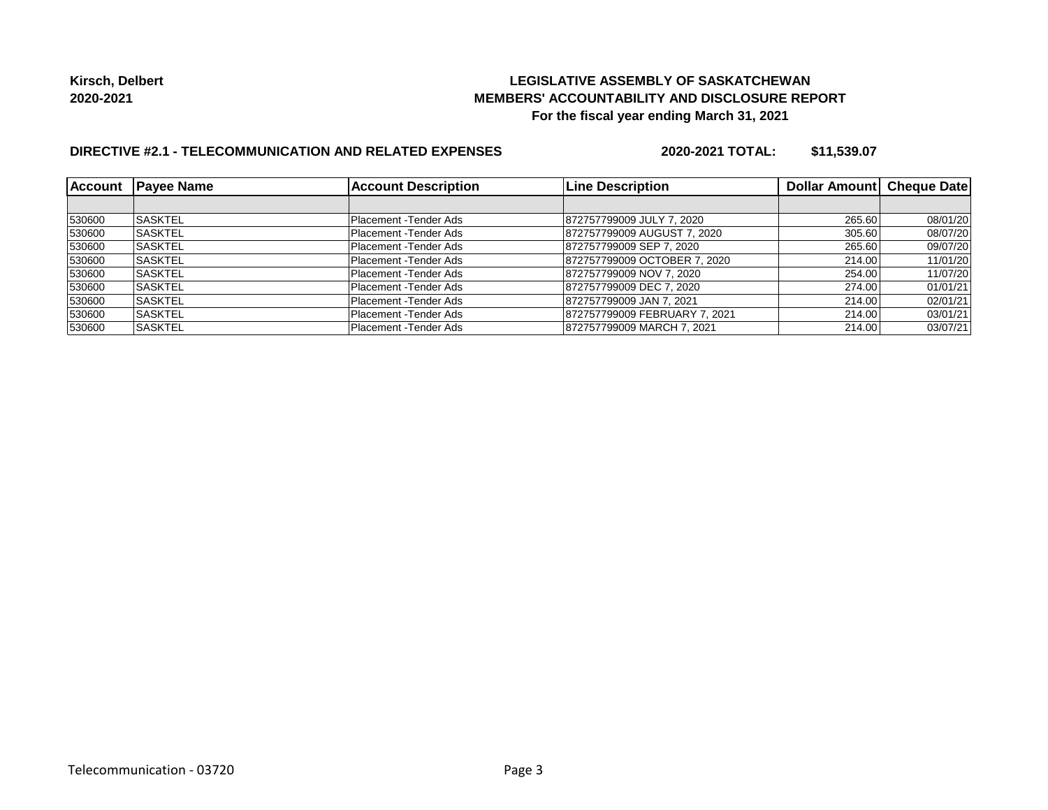**Kirsch, Delbert**
**2020-2021**

**LEGISLATIVE ASSEMBLY OF SASKATCHEWAN**
**MEMBERS' ACCOUNTABILITY AND DISCLOSURE REPORT**
**For the fiscal year ending March 31, 2021**

**DIRECTIVE #2.1 - TELECOMMUNICATION AND RELATED EXPENSES** **2020-2021 TOTAL: $11,539.07**

| Account | Payee Name | Account Description | Line Description | Dollar Amount | Cheque Date |
|---|---|---|---|---|---|
| | | | | | |
| 530600 | SASKTEL | Placement -Tender Ads | 872757799009 JULY 7, 2020 | 265.60 | 08/01/20 |
| 530600 | SASKTEL | Placement -Tender Ads | 872757799009 AUGUST 7, 2020 | 305.60 | 08/07/20 |
| 530600 | SASKTEL | Placement -Tender Ads | 872757799009 SEP 7, 2020 | 265.60 | 09/07/20 |
| 530600 | SASKTEL | Placement -Tender Ads | 872757799009 OCTOBER 7, 2020 | 214.00 | 11/01/20 |
| 530600 | SASKTEL | Placement -Tender Ads | 872757799009 NOV 7, 2020 | 254.00 | 11/07/20 |
| 530600 | SASKTEL | Placement -Tender Ads | 872757799009 DEC 7, 2020 | 274.00 | 01/01/21 |
| 530600 | SASKTEL | Placement -Tender Ads | 872757799009 JAN 7, 2021 | 214.00 | 02/01/21 |
| 530600 | SASKTEL | Placement -Tender Ads | 872757799009 FEBRUARY 7, 2021 | 214.00 | 03/01/21 |
| 530600 | SASKTEL | Placement -Tender Ads | 872757799009 MARCH 7, 2021 | 214.00 | 03/07/21 |

Telecommunication - 03720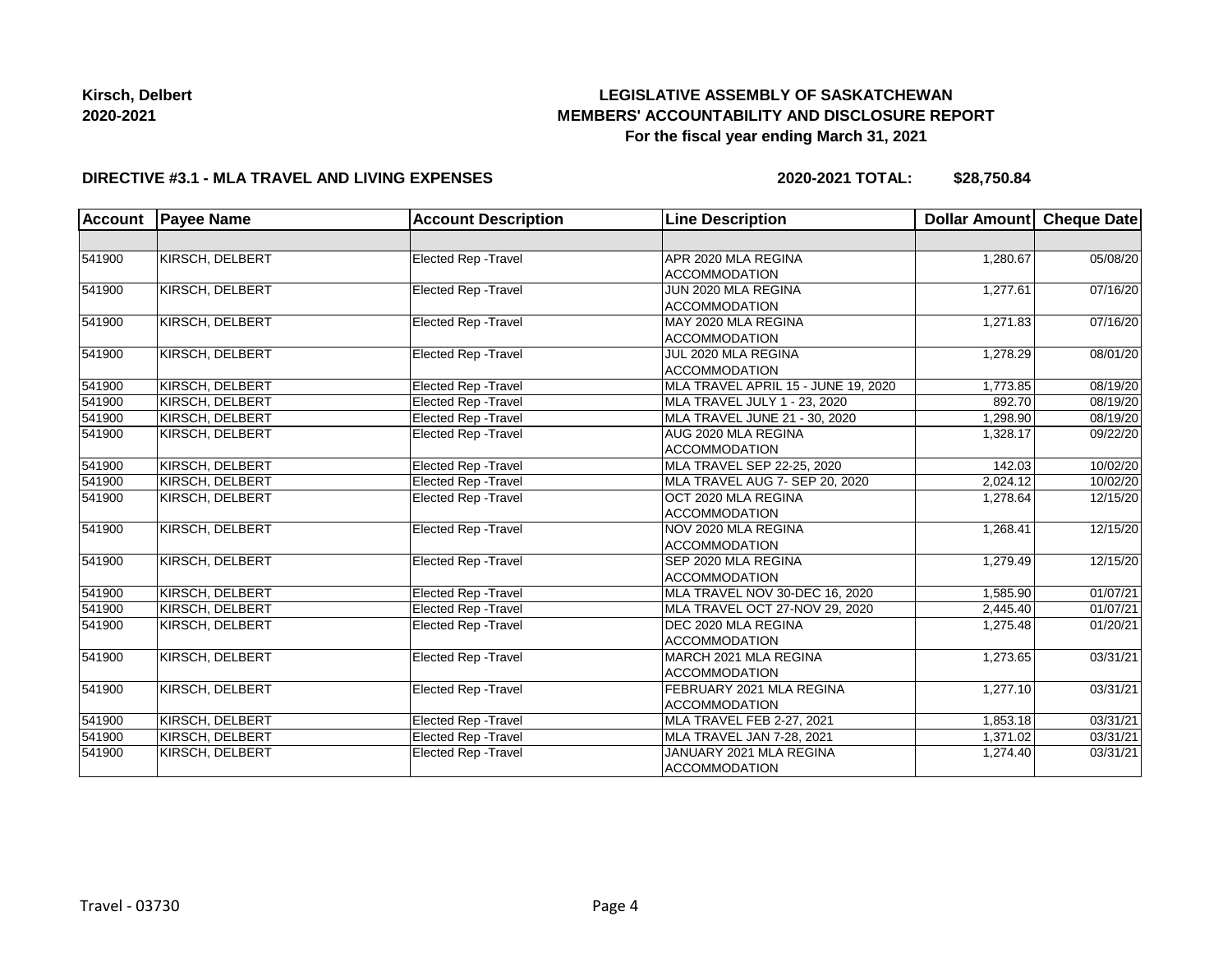**Kirsch, Delbert**
**2020-2021**

# LEGISLATIVE ASSEMBLY OF SASKATCHEWAN
## MEMBERS' ACCOUNTABILITY AND DISCLOSURE REPORT
### For the fiscal year ending March 31, 2021

**DIRECTIVE #3.1 - MLA TRAVEL AND LIVING EXPENSES** **2020-2021 TOTAL: $28,750.84**

| Account | Payee Name | Account Description | Line Description | Dollar Amount | Cheque Date |
|---|---|---|---|---|---|
| | | | | | |
| 541900 | KIRSCH, DELBERT | Elected Rep -Travel | APR 2020 MLA REGINA ACCOMMODATION | 1,280.67 | 05/08/20 |
| 541900 | KIRSCH, DELBERT | Elected Rep -Travel | JUN 2020 MLA REGINA ACCOMMODATION | 1,277.61 | 07/16/20 |
| 541900 | KIRSCH, DELBERT | Elected Rep -Travel | MAY 2020 MLA REGINA ACCOMMODATION | 1,271.83 | 07/16/20 |
| 541900 | KIRSCH, DELBERT | Elected Rep -Travel | JUL 2020 MLA REGINA ACCOMMODATION | 1,278.29 | 08/01/20 |
| 541900 | KIRSCH, DELBERT | Elected Rep -Travel | MLA TRAVEL APRIL 15 - JUNE 19, 2020 | 1,773.85 | 08/19/20 |
| 541900 | KIRSCH, DELBERT | Elected Rep -Travel | MLA TRAVEL JULY 1 - 23, 2020 | 892.70 | 08/19/20 |
| 541900 | KIRSCH, DELBERT | Elected Rep -Travel | MLA TRAVEL JUNE 21 - 30, 2020 | 1,298.90 | 08/19/20 |
| 541900 | KIRSCH, DELBERT | Elected Rep -Travel | AUG 2020 MLA REGINA ACCOMMODATION | 1,328.17 | 09/22/20 |
| 541900 | KIRSCH, DELBERT | Elected Rep -Travel | MLA TRAVEL SEP 22-25, 2020 | 142.03 | 10/02/20 |
| 541900 | KIRSCH, DELBERT | Elected Rep -Travel | MLA TRAVEL AUG 7- SEP 20, 2020 | 2,024.12 | 10/02/20 |
| 541900 | KIRSCH, DELBERT | Elected Rep -Travel | OCT 2020 MLA REGINA ACCOMMODATION | 1,278.64 | 12/15/20 |
| 541900 | KIRSCH, DELBERT | Elected Rep -Travel | NOV 2020 MLA REGINA ACCOMMODATION | 1,268.41 | 12/15/20 |
| 541900 | KIRSCH, DELBERT | Elected Rep -Travel | SEP 2020 MLA REGINA ACCOMMODATION | 1,279.49 | 12/15/20 |
| 541900 | KIRSCH, DELBERT | Elected Rep -Travel | MLA TRAVEL NOV 30-DEC 16, 2020 | 1,585.90 | 01/07/21 |
| 541900 | KIRSCH, DELBERT | Elected Rep -Travel | MLA TRAVEL OCT 27-NOV 29, 2020 | 2,445.40 | 01/07/21 |
| 541900 | KIRSCH, DELBERT | Elected Rep -Travel | DEC 2020 MLA REGINA ACCOMMODATION | 1,275.48 | 01/20/21 |
| 541900 | KIRSCH, DELBERT | Elected Rep -Travel | MARCH 2021 MLA REGINA ACCOMMODATION | 1,273.65 | 03/31/21 |
| 541900 | KIRSCH, DELBERT | Elected Rep -Travel | FEBRUARY 2021 MLA REGINA ACCOMMODATION | 1,277.10 | 03/31/21 |
| 541900 | KIRSCH, DELBERT | Elected Rep -Travel | MLA TRAVEL FEB 2-27, 2021 | 1,853.18 | 03/31/21 |
| 541900 | KIRSCH, DELBERT | Elected Rep -Travel | MLA TRAVEL JAN 7-28, 2021 | 1,371.02 | 03/31/21 |
| 541900 | KIRSCH, DELBERT | Elected Rep -Travel | JANUARY 2021 MLA REGINA ACCOMMODATION | 1,274.40 | 03/31/21 |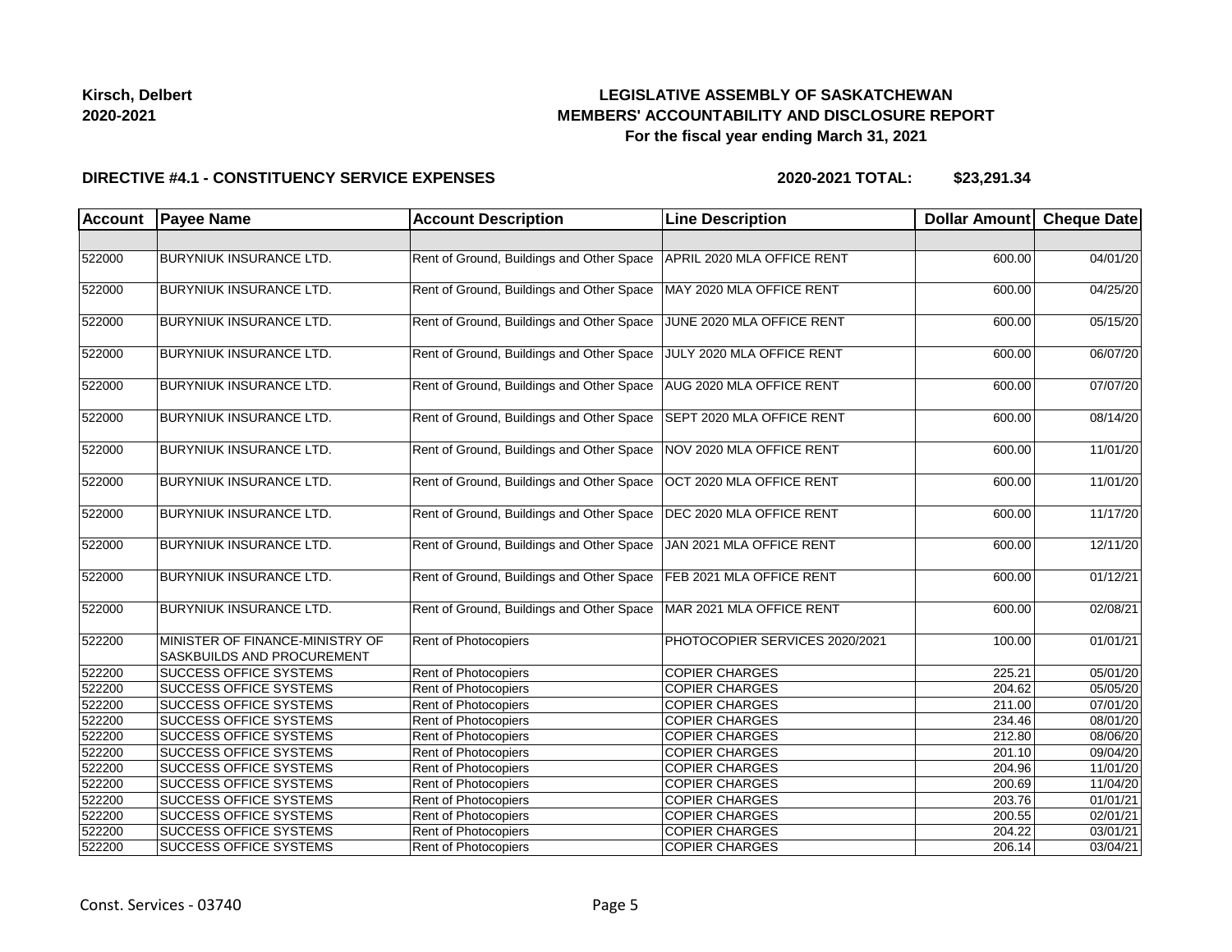**Kirsch, Delbert**
**2020-2021**

# LEGISLATIVE ASSEMBLY OF SASKATCHEWAN
## MEMBERS' ACCOUNTABILITY AND DISCLOSURE REPORT
### For the fiscal year ending March 31, 2021

**DIRECTIVE #4.1 - CONSTITUENCY SERVICE EXPENSES** **2020-2021 TOTAL: $23,291.34**

| Account | Payee Name | Account Description | Line Description | Dollar Amount | Cheque Date |
|---|---|---|---|---|---|
| | | | | | |
| 522000 | BURYNIUK INSURANCE LTD. | Rent of Ground, Buildings and Other Space | APRIL 2020 MLA OFFICE RENT | 600.00 | 04/01/20 |
| 522000 | BURYNIUK INSURANCE LTD. | Rent of Ground, Buildings and Other Space | MAY 2020 MLA OFFICE RENT | 600.00 | 04/25/20 |
| 522000 | BURYNIUK INSURANCE LTD. | Rent of Ground, Buildings and Other Space | JUNE 2020 MLA OFFICE RENT | 600.00 | 05/15/20 |
| 522000 | BURYNIUK INSURANCE LTD. | Rent of Ground, Buildings and Other Space | JULY 2020 MLA OFFICE RENT | 600.00 | 06/07/20 |
| 522000 | BURYNIUK INSURANCE LTD. | Rent of Ground, Buildings and Other Space | AUG 2020 MLA OFFICE RENT | 600.00 | 07/07/20 |
| 522000 | BURYNIUK INSURANCE LTD. | Rent of Ground, Buildings and Other Space | SEPT 2020 MLA OFFICE RENT | 600.00 | 08/14/20 |
| 522000 | BURYNIUK INSURANCE LTD. | Rent of Ground, Buildings and Other Space | NOV 2020 MLA OFFICE RENT | 600.00 | 11/01/20 |
| 522000 | BURYNIUK INSURANCE LTD. | Rent of Ground, Buildings and Other Space | OCT 2020 MLA OFFICE RENT | 600.00 | 11/01/20 |
| 522000 | BURYNIUK INSURANCE LTD. | Rent of Ground, Buildings and Other Space | DEC 2020 MLA OFFICE RENT | 600.00 | 11/17/20 |
| 522000 | BURYNIUK INSURANCE LTD. | Rent of Ground, Buildings and Other Space | JAN 2021 MLA OFFICE RENT | 600.00 | 12/11/20 |
| 522000 | BURYNIUK INSURANCE LTD. | Rent of Ground, Buildings and Other Space | FEB 2021 MLA OFFICE RENT | 600.00 | 01/12/21 |
| 522000 | BURYNIUK INSURANCE LTD. | Rent of Ground, Buildings and Other Space | MAR 2021 MLA OFFICE RENT | 600.00 | 02/08/21 |
| 522200 | MINISTER OF FINANCE-MINISTRY OF SASKBUILDS AND PROCUREMENT | Rent of Photocopiers | PHOTOCOPIER SERVICES 2020/2021 | 100.00 | 01/01/21 |
| 522200 | SUCCESS OFFICE SYSTEMS | Rent of Photocopiers | COPIER CHARGES | 225.21 | 05/01/20 |
| 522200 | SUCCESS OFFICE SYSTEMS | Rent of Photocopiers | COPIER CHARGES | 204.62 | 05/05/20 |
| 522200 | SUCCESS OFFICE SYSTEMS | Rent of Photocopiers | COPIER CHARGES | 211.00 | 07/01/20 |
| 522200 | SUCCESS OFFICE SYSTEMS | Rent of Photocopiers | COPIER CHARGES | 234.46 | 08/01/20 |
| 522200 | SUCCESS OFFICE SYSTEMS | Rent of Photocopiers | COPIER CHARGES | 212.80 | 08/06/20 |
| 522200 | SUCCESS OFFICE SYSTEMS | Rent of Photocopiers | COPIER CHARGES | 201.10 | 09/04/20 |
| 522200 | SUCCESS OFFICE SYSTEMS | Rent of Photocopiers | COPIER CHARGES | 204.96 | 11/01/20 |
| 522200 | SUCCESS OFFICE SYSTEMS | Rent of Photocopiers | COPIER CHARGES | 200.69 | 11/04/20 |
| 522200 | SUCCESS OFFICE SYSTEMS | Rent of Photocopiers | COPIER CHARGES | 203.76 | 01/01/21 |
| 522200 | SUCCESS OFFICE SYSTEMS | Rent of Photocopiers | COPIER CHARGES | 200.55 | 02/01/21 |
| 522200 | SUCCESS OFFICE SYSTEMS | Rent of Photocopiers | COPIER CHARGES | 204.22 | 03/01/21 |
| 522200 | SUCCESS OFFICE SYSTEMS | Rent of Photocopiers | COPIER CHARGES | 206.14 | 03/04/21 |

Const. Services - 03740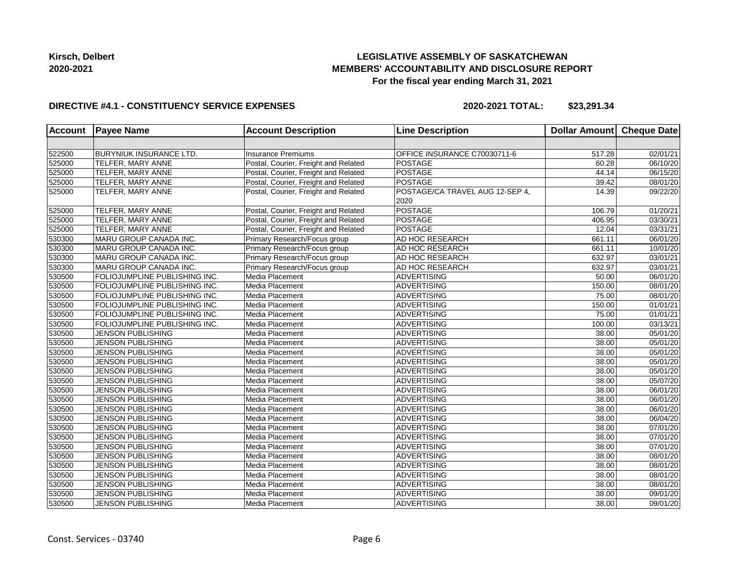**Kirsch, Delbert**
**2020-2021**

## LEGISLATIVE ASSEMBLY OF SASKATCHEWAN
## MEMBERS' ACCOUNTABILITY AND DISCLOSURE REPORT
### For the fiscal year ending March 31, 2021

**DIRECTIVE #4.1 - CONSTITUENCY SERVICE EXPENSES** **2020-2021 TOTAL: $23,291.34**

| Account | Payee Name | Account Description | Line Description | Dollar Amount | Cheque Date |
|---|---|---|---|---|---|
| | | | | | |
| 522500 | BURYNIUK INSURANCE LTD. | Insurance Premiums | OFFICE INSURANCE C70030711-6 | 517.28 | 02/01/21 |
| 525000 | TELFER, MARY ANNE | Postal, Courier, Freight and Related | POSTAGE | 60.28 | 06/10/20 |
| 525000 | TELFER, MARY ANNE | Postal, Courier, Freight and Related | POSTAGE | 44.14 | 06/15/20 |
| 525000 | TELFER, MARY ANNE | Postal, Courier, Freight and Related | POSTAGE | 39.42 | 08/01/20 |
| 525000 | TELFER, MARY ANNE | Postal, Courier, Freight and Related | POSTAGE/CA TRAVEL AUG 12-SEP 4, 2020 | 14.39 | 09/22/20 |
| 525000 | TELFER, MARY ANNE | Postal, Courier, Freight and Related | POSTAGE | 106.79 | 01/20/21 |
| 525000 | TELFER, MARY ANNE | Postal, Courier, Freight and Related | POSTAGE | 406.95 | 03/30/21 |
| 525000 | TELFER, MARY ANNE | Postal, Courier, Freight and Related | POSTAGE | 12.04 | 03/31/21 |
| 530300 | MARU GROUP CANADA INC. | Primary Research/Focus group | AD HOC RESEARCH | 661.11 | 06/01/20 |
| 530300 | MARU GROUP CANADA INC. | Primary Research/Focus group | AD HOC RESEARCH | 661.11 | 10/01/20 |
| 530300 | MARU GROUP CANADA INC. | Primary Research/Focus group | AD HOC RESEARCH | 632.97 | 03/01/21 |
| 530300 | MARU GROUP CANADA INC. | Primary Research/Focus group | AD HOC RESEARCH | 632.97 | 03/01/21 |
| 530500 | FOLIOJUMPLINE PUBLISHING INC. | Media Placement | ADVERTISING | 50.00 | 06/01/20 |
| 530500 | FOLIOJUMPLINE PUBLISHING INC. | Media Placement | ADVERTISING | 150.00 | 08/01/20 |
| 530500 | FOLIOJUMPLINE PUBLISHING INC. | Media Placement | ADVERTISING | 75.00 | 08/01/20 |
| 530500 | FOLIOJUMPLINE PUBLISHING INC. | Media Placement | ADVERTISING | 150.00 | 01/01/21 |
| 530500 | FOLIOJUMPLINE PUBLISHING INC. | Media Placement | ADVERTISING | 75.00 | 01/01/21 |
| 530500 | FOLIOJUMPLINE PUBLISHING INC. | Media Placement | ADVERTISING | 100.00 | 03/13/21 |
| 530500 | JENSON PUBLISHING | Media Placement | ADVERTISING | 38.00 | 05/01/20 |
| 530500 | JENSON PUBLISHING | Media Placement | ADVERTISING | 38.00 | 05/01/20 |
| 530500 | JENSON PUBLISHING | Media Placement | ADVERTISING | 38.00 | 05/01/20 |
| 530500 | JENSON PUBLISHING | Media Placement | ADVERTISING | 38.00 | 05/01/20 |
| 530500 | JENSON PUBLISHING | Media Placement | ADVERTISING | 38.00 | 05/01/20 |
| 530500 | JENSON PUBLISHING | Media Placement | ADVERTISING | 38.00 | 05/07/20 |
| 530500 | JENSON PUBLISHING | Media Placement | ADVERTISING | 38.00 | 06/01/20 |
| 530500 | JENSON PUBLISHING | Media Placement | ADVERTISING | 38.00 | 06/01/20 |
| 530500 | JENSON PUBLISHING | Media Placement | ADVERTISING | 38.00 | 06/01/20 |
| 530500 | JENSON PUBLISHING | Media Placement | ADVERTISING | 38.00 | 06/04/20 |
| 530500 | JENSON PUBLISHING | Media Placement | ADVERTISING | 38.00 | 07/01/20 |
| 530500 | JENSON PUBLISHING | Media Placement | ADVERTISING | 38.00 | 07/01/20 |
| 530500 | JENSON PUBLISHING | Media Placement | ADVERTISING | 38.00 | 07/01/20 |
| 530500 | JENSON PUBLISHING | Media Placement | ADVERTISING | 38.00 | 08/01/20 |
| 530500 | JENSON PUBLISHING | Media Placement | ADVERTISING | 38.00 | 08/01/20 |
| 530500 | JENSON PUBLISHING | Media Placement | ADVERTISING | 38.00 | 08/01/20 |
| 530500 | JENSON PUBLISHING | Media Placement | ADVERTISING | 38.00 | 08/01/20 |
| 530500 | JENSON PUBLISHING | Media Placement | ADVERTISING | 38.00 | 09/01/20 |
| 530500 | JENSON PUBLISHING | Media Placement | ADVERTISING | 38.00 | 09/01/20 |

Const. Services - 03740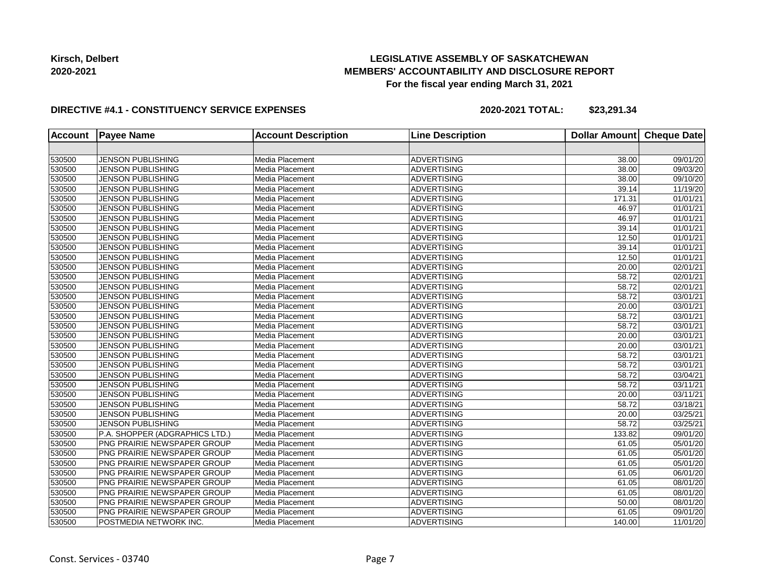**Kirsch, Delbert**
**2020-2021**

# LEGISLATIVE ASSEMBLY OF SASKATCHEWAN
## MEMBERS' ACCOUNTABILITY AND DISCLOSURE REPORT
### For the fiscal year ending March 31, 2021

**DIRECTIVE #4.1 - CONSTITUENCY SERVICE EXPENSES** **2020-2021 TOTAL: $23,291.34**

| Account | Payee Name | Account Description | Line Description | Dollar Amount | Cheque Date |
|---|---|---|---|---|---|
| | | | | | |
| 530500 | JENSON PUBLISHING | Media Placement | ADVERTISING | 38.00 | 09/01/20 |
| 530500 | JENSON PUBLISHING | Media Placement | ADVERTISING | 38.00 | 09/03/20 |
| 530500 | JENSON PUBLISHING | Media Placement | ADVERTISING | 38.00 | 09/10/20 |
| 530500 | JENSON PUBLISHING | Media Placement | ADVERTISING | 39.14 | 11/19/20 |
| 530500 | JENSON PUBLISHING | Media Placement | ADVERTISING | 171.31 | 01/01/21 |
| 530500 | JENSON PUBLISHING | Media Placement | ADVERTISING | 46.97 | 01/01/21 |
| 530500 | JENSON PUBLISHING | Media Placement | ADVERTISING | 46.97 | 01/01/21 |
| 530500 | JENSON PUBLISHING | Media Placement | ADVERTISING | 39.14 | 01/01/21 |
| 530500 | JENSON PUBLISHING | Media Placement | ADVERTISING | 12.50 | 01/01/21 |
| 530500 | JENSON PUBLISHING | Media Placement | ADVERTISING | 39.14 | 01/01/21 |
| 530500 | JENSON PUBLISHING | Media Placement | ADVERTISING | 12.50 | 01/01/21 |
| 530500 | JENSON PUBLISHING | Media Placement | ADVERTISING | 20.00 | 02/01/21 |
| 530500 | JENSON PUBLISHING | Media Placement | ADVERTISING | 58.72 | 02/01/21 |
| 530500 | JENSON PUBLISHING | Media Placement | ADVERTISING | 58.72 | 02/01/21 |
| 530500 | JENSON PUBLISHING | Media Placement | ADVERTISING | 58.72 | 03/01/21 |
| 530500 | JENSON PUBLISHING | Media Placement | ADVERTISING | 20.00 | 03/01/21 |
| 530500 | JENSON PUBLISHING | Media Placement | ADVERTISING | 58.72 | 03/01/21 |
| 530500 | JENSON PUBLISHING | Media Placement | ADVERTISING | 58.72 | 03/01/21 |
| 530500 | JENSON PUBLISHING | Media Placement | ADVERTISING | 20.00 | 03/01/21 |
| 530500 | JENSON PUBLISHING | Media Placement | ADVERTISING | 20.00 | 03/01/21 |
| 530500 | JENSON PUBLISHING | Media Placement | ADVERTISING | 58.72 | 03/01/21 |
| 530500 | JENSON PUBLISHING | Media Placement | ADVERTISING | 58.72 | 03/01/21 |
| 530500 | JENSON PUBLISHING | Media Placement | ADVERTISING | 58.72 | 03/04/21 |
| 530500 | JENSON PUBLISHING | Media Placement | ADVERTISING | 58.72 | 03/11/21 |
| 530500 | JENSON PUBLISHING | Media Placement | ADVERTISING | 20.00 | 03/11/21 |
| 530500 | JENSON PUBLISHING | Media Placement | ADVERTISING | 58.72 | 03/18/21 |
| 530500 | JENSON PUBLISHING | Media Placement | ADVERTISING | 20.00 | 03/25/21 |
| 530500 | JENSON PUBLISHING | Media Placement | ADVERTISING | 58.72 | 03/25/21 |
| 530500 | P.A. SHOPPER (ADGRAPHICS LTD.) | Media Placement | ADVERTISING | 133.82 | 09/01/20 |
| 530500 | PNG PRAIRIE NEWSPAPER GROUP | Media Placement | ADVERTISING | 61.05 | 05/01/20 |
| 530500 | PNG PRAIRIE NEWSPAPER GROUP | Media Placement | ADVERTISING | 61.05 | 05/01/20 |
| 530500 | PNG PRAIRIE NEWSPAPER GROUP | Media Placement | ADVERTISING | 61.05 | 05/01/20 |
| 530500 | PNG PRAIRIE NEWSPAPER GROUP | Media Placement | ADVERTISING | 61.05 | 06/01/20 |
| 530500 | PNG PRAIRIE NEWSPAPER GROUP | Media Placement | ADVERTISING | 61.05 | 08/01/20 |
| 530500 | PNG PRAIRIE NEWSPAPER GROUP | Media Placement | ADVERTISING | 61.05 | 08/01/20 |
| 530500 | PNG PRAIRIE NEWSPAPER GROUP | Media Placement | ADVERTISING | 50.00 | 08/01/20 |
| 530500 | PNG PRAIRIE NEWSPAPER GROUP | Media Placement | ADVERTISING | 61.05 | 09/01/20 |
| 530500 | POSTMEDIA NETWORK INC. | Media Placement | ADVERTISING | 140.00 | 11/01/20 |

Const. Services - 03740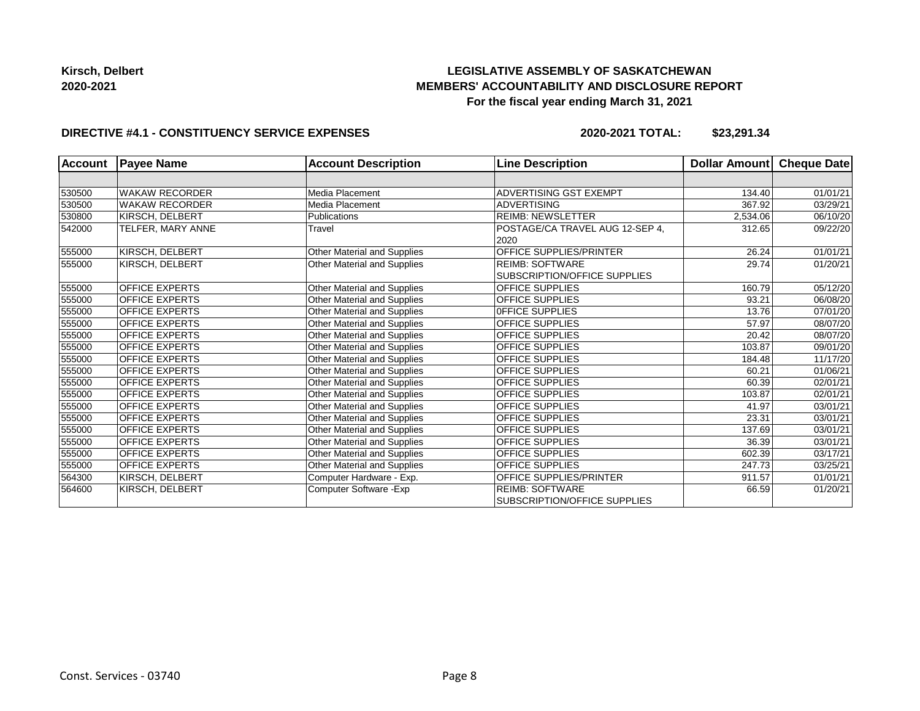**Kirsch, Delbert**
**2020-2021**

**LEGISLATIVE ASSEMBLY OF SASKATCHEWAN**
**MEMBERS' ACCOUNTABILITY AND DISCLOSURE REPORT**
**For the fiscal year ending March 31, 2021**

**DIRECTIVE #4.1 - CONSTITUENCY SERVICE EXPENSES** **2020-2021 TOTAL: $23,291.34**

| Account | Payee Name | Account Description | Line Description | Dollar Amount | Cheque Date |
|---|---|---|---|---|---|
| | | | | | |
| 530500 | WAKAW RECORDER | Media Placement | ADVERTISING GST EXEMPT | 134.40 | 01/01/21 |
| 530500 | WAKAW RECORDER | Media Placement | ADVERTISING | 367.92 | 03/29/21 |
| 530800 | KIRSCH, DELBERT | Publications | REIMB: NEWSLETTER | 2,534.06 | 06/10/20 |
| 542000 | TELFER, MARY ANNE | Travel | POSTAGE/CA TRAVEL AUG 12-SEP 4, 2020 | 312.65 | 09/22/20 |
| 555000 | KIRSCH, DELBERT | Other Material and Supplies | OFFICE SUPPLIES/PRINTER | 26.24 | 01/01/21 |
| 555000 | KIRSCH, DELBERT | Other Material and Supplies | REIMB: SOFTWARE SUBSCRIPTION/OFFICE SUPPLIES | 29.74 | 01/20/21 |
| 555000 | OFFICE EXPERTS | Other Material and Supplies | OFFICE SUPPLIES | 160.79 | 05/12/20 |
| 555000 | OFFICE EXPERTS | Other Material and Supplies | OFFICE SUPPLIES | 93.21 | 06/08/20 |
| 555000 | OFFICE EXPERTS | Other Material and Supplies | 0FFICE SUPPLIES | 13.76 | 07/01/20 |
| 555000 | OFFICE EXPERTS | Other Material and Supplies | OFFICE SUPPLIES | 57.97 | 08/07/20 |
| 555000 | OFFICE EXPERTS | Other Material and Supplies | OFFICE SUPPLIES | 20.42 | 08/07/20 |
| 555000 | OFFICE EXPERTS | Other Material and Supplies | OFFICE SUPPLIES | 103.87 | 09/01/20 |
| 555000 | OFFICE EXPERTS | Other Material and Supplies | OFFICE SUPPLIES | 184.48 | 11/17/20 |
| 555000 | OFFICE EXPERTS | Other Material and Supplies | OFFICE SUPPLIES | 60.21 | 01/06/21 |
| 555000 | OFFICE EXPERTS | Other Material and Supplies | OFFICE SUPPLIES | 60.39 | 02/01/21 |
| 555000 | OFFICE EXPERTS | Other Material and Supplies | OFFICE SUPPLIES | 103.87 | 02/01/21 |
| 555000 | OFFICE EXPERTS | Other Material and Supplies | OFFICE SUPPLIES | 41.97 | 03/01/21 |
| 555000 | OFFICE EXPERTS | Other Material and Supplies | OFFICE SUPPLIES | 23.31 | 03/01/21 |
| 555000 | OFFICE EXPERTS | Other Material and Supplies | OFFICE SUPPLIES | 137.69 | 03/01/21 |
| 555000 | OFFICE EXPERTS | Other Material and Supplies | OFFICE SUPPLIES | 36.39 | 03/01/21 |
| 555000 | OFFICE EXPERTS | Other Material and Supplies | OFFICE SUPPLIES | 602.39 | 03/17/21 |
| 555000 | OFFICE EXPERTS | Other Material and Supplies | OFFICE SUPPLIES | 247.73 | 03/25/21 |
| 564300 | KIRSCH, DELBERT | Computer Hardware - Exp. | OFFICE SUPPLIES/PRINTER | 911.57 | 01/01/21 |
| 564600 | KIRSCH, DELBERT | Computer Software -Exp | REIMB: SOFTWARE SUBSCRIPTION/OFFICE SUPPLIES | 66.59 | 01/20/21 |

Const. Services - 03740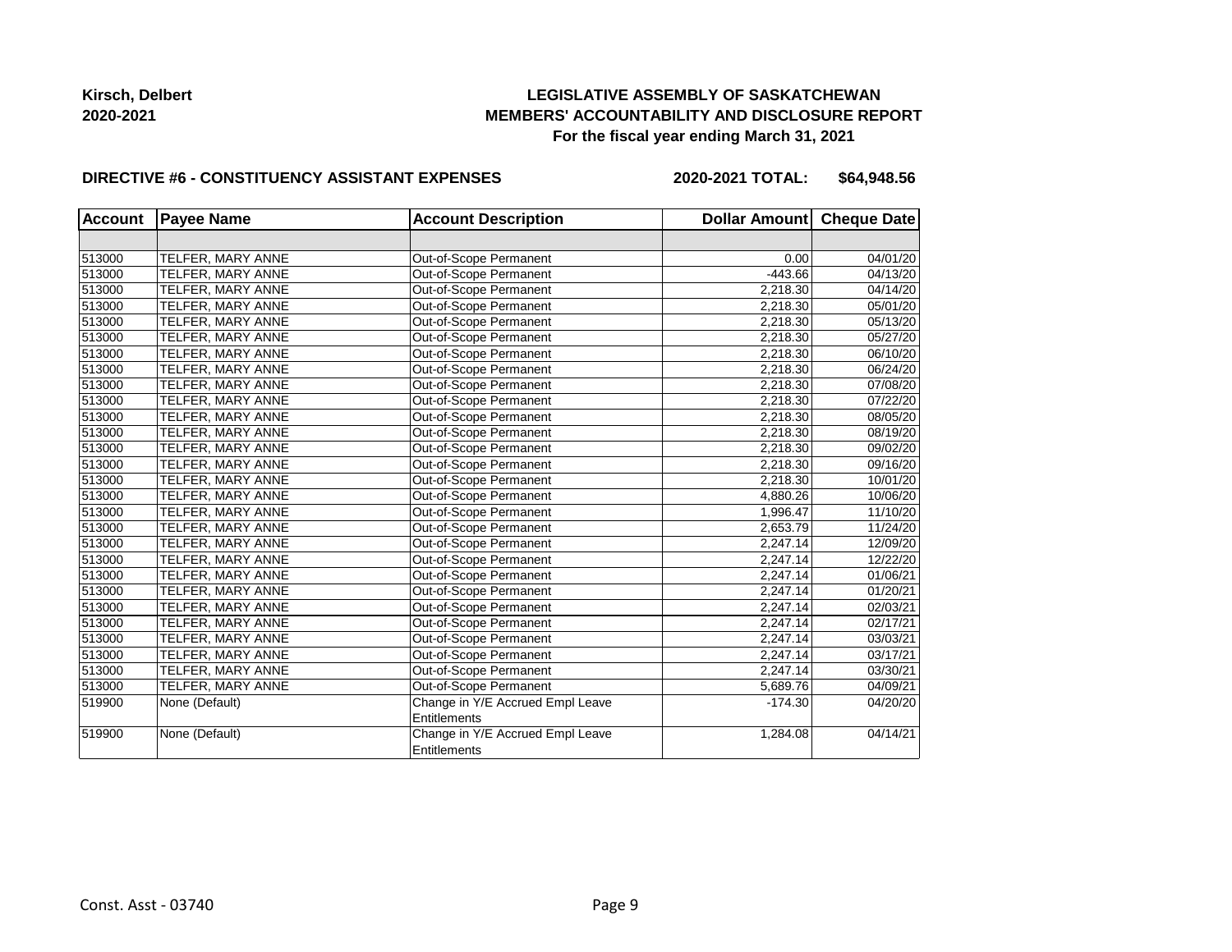**Kirsch, Delbert**
**2020-2021**

## LEGISLATIVE ASSEMBLY OF SASKATCHEWAN
## MEMBERS' ACCOUNTABILITY AND DISCLOSURE REPORT
### For the fiscal year ending March 31, 2021

**DIRECTIVE #6 - CONSTITUENCY ASSISTANT EXPENSES** **2020-2021 TOTAL: $64,948.56**

| Account | Payee Name | Account Description | Dollar Amount | Cheque Date |
|---|---|---|---|---|
| | | | | |
| 513000 | TELFER, MARY ANNE | Out-of-Scope Permanent | 0.00 | 04/01/20 |
| 513000 | TELFER, MARY ANNE | Out-of-Scope Permanent | -443.66 | 04/13/20 |
| 513000 | TELFER, MARY ANNE | Out-of-Scope Permanent | 2,218.30 | 04/14/20 |
| 513000 | TELFER, MARY ANNE | Out-of-Scope Permanent | 2,218.30 | 05/01/20 |
| 513000 | TELFER, MARY ANNE | Out-of-Scope Permanent | 2,218.30 | 05/13/20 |
| 513000 | TELFER, MARY ANNE | Out-of-Scope Permanent | 2,218.30 | 05/27/20 |
| 513000 | TELFER, MARY ANNE | Out-of-Scope Permanent | 2,218.30 | 06/10/20 |
| 513000 | TELFER, MARY ANNE | Out-of-Scope Permanent | 2,218.30 | 06/24/20 |
| 513000 | TELFER, MARY ANNE | Out-of-Scope Permanent | 2,218.30 | 07/08/20 |
| 513000 | TELFER, MARY ANNE | Out-of-Scope Permanent | 2,218.30 | 07/22/20 |
| 513000 | TELFER, MARY ANNE | Out-of-Scope Permanent | 2,218.30 | 08/05/20 |
| 513000 | TELFER, MARY ANNE | Out-of-Scope Permanent | 2,218.30 | 08/19/20 |
| 513000 | TELFER, MARY ANNE | Out-of-Scope Permanent | 2,218.30 | 09/02/20 |
| 513000 | TELFER, MARY ANNE | Out-of-Scope Permanent | 2,218.30 | 09/16/20 |
| 513000 | TELFER, MARY ANNE | Out-of-Scope Permanent | 2,218.30 | 10/01/20 |
| 513000 | TELFER, MARY ANNE | Out-of-Scope Permanent | 4,880.26 | 10/06/20 |
| 513000 | TELFER, MARY ANNE | Out-of-Scope Permanent | 1,996.47 | 11/10/20 |
| 513000 | TELFER, MARY ANNE | Out-of-Scope Permanent | 2,653.79 | 11/24/20 |
| 513000 | TELFER, MARY ANNE | Out-of-Scope Permanent | 2,247.14 | 12/09/20 |
| 513000 | TELFER, MARY ANNE | Out-of-Scope Permanent | 2,247.14 | 12/22/20 |
| 513000 | TELFER, MARY ANNE | Out-of-Scope Permanent | 2,247.14 | 01/06/21 |
| 513000 | TELFER, MARY ANNE | Out-of-Scope Permanent | 2,247.14 | 01/20/21 |
| 513000 | TELFER, MARY ANNE | Out-of-Scope Permanent | 2,247.14 | 02/03/21 |
| 513000 | TELFER, MARY ANNE | Out-of-Scope Permanent | 2,247.14 | 02/17/21 |
| 513000 | TELFER, MARY ANNE | Out-of-Scope Permanent | 2,247.14 | 03/03/21 |
| 513000 | TELFER, MARY ANNE | Out-of-Scope Permanent | 2,247.14 | 03/17/21 |
| 513000 | TELFER, MARY ANNE | Out-of-Scope Permanent | 2,247.14 | 03/30/21 |
| 513000 | TELFER, MARY ANNE | Out-of-Scope Permanent | 5,689.76 | 04/09/21 |
| 519900 | None (Default) | Change in Y/E Accrued Empl Leave Entitlements | -174.30 | 04/20/20 |
| 519900 | None (Default) | Change in Y/E Accrued Empl Leave Entitlements | 1,284.08 | 04/14/21 |

Const. Asst - 03740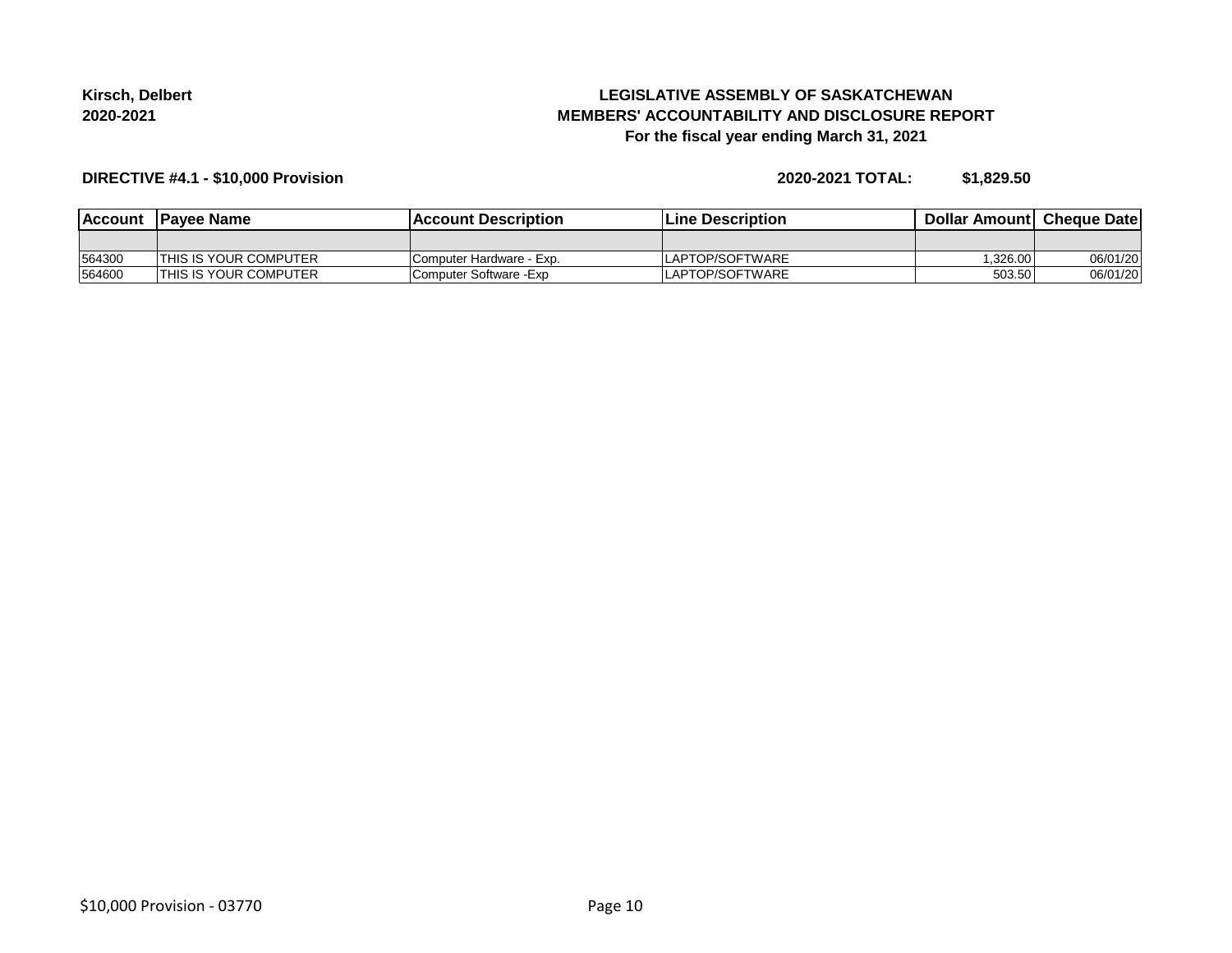**Kirsch, Delbert**
**2020-2021**

**LEGISLATIVE ASSEMBLY OF SASKATCHEWAN**
**MEMBERS' ACCOUNTABILITY AND DISCLOSURE REPORT**
**For the fiscal year ending March 31, 2021**

**DIRECTIVE #4.1 - $10,000 Provision** **2020-2021 TOTAL: $1,829.50**

| Account | Payee Name | Account Description | Line Description | Dollar Amount | Cheque Date |
|---|---|---|---|---|---|
| | | | | | |
| 564300 | THIS IS YOUR COMPUTER | Computer Hardware - Exp. | LAPTOP/SOFTWARE | 1,326.00 | 06/01/20 |
| 564600 | THIS IS YOUR COMPUTER | Computer Software -Exp | LAPTOP/SOFTWARE | 503.50 | 06/01/20 |

$10,000 Provision - 03770